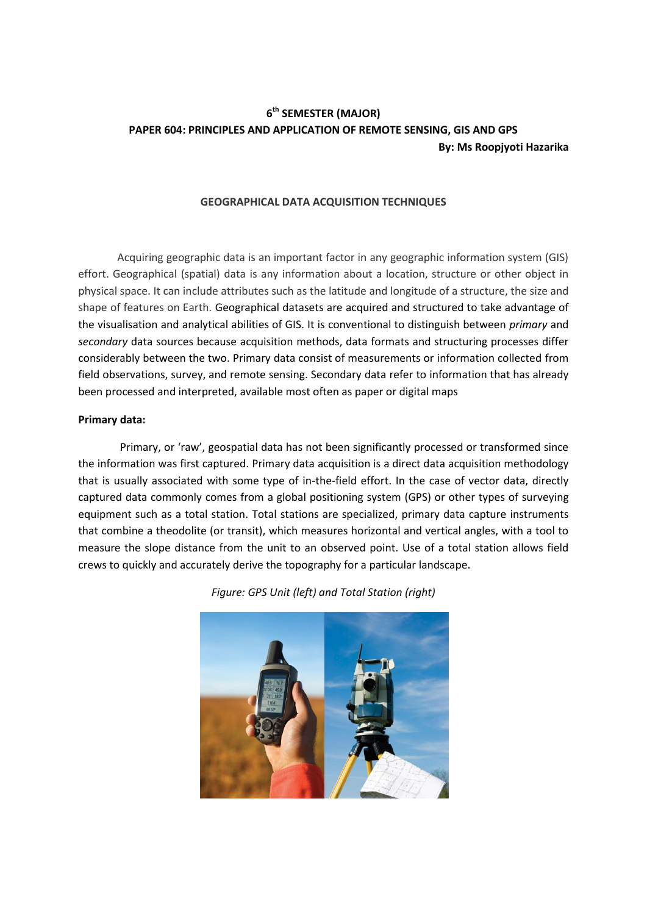**6th SEMESTER (MAJOR)**

**PAPER 604: PRINCIPLES AND APPLICATION OF REMOTE SENSING, GIS AND GPS**

**By: Ms Roopjyoti Hazarika**

## GEOGRAPHICAL DATA ACQUISITION TECHNIQUES

Acquiring geographic data is an important factor in any geographic information system (GIS) effort. Geographical (spatial) data is any information about a location, structure or other object in physical space. It can include attributes such as the latitude and longitude of a structure, the size and shape of features on Earth. Geographical datasets are acquired and structured to take advantage of the visualisation and analytical abilities of GIS. It is conventional to distinguish between *primary* and *secondary* data sources because acquisition methods, data formats and structuring processes differ considerably between the two. Primary data consist of measurements or information collected from field observations, survey, and remote sensing. Secondary data refer to information that has already been processed and interpreted, available most often as paper or digital maps

**Primary data:**

Primary, or 'raw', geospatial data has not been significantly processed or transformed since the information was first captured. Primary data acquisition is a direct data acquisition methodology that is usually associated with some type of in-the-field effort. In the case of vector data, directly captured data commonly comes from a global positioning system (GPS) or other types of surveying equipment such as a total station. Total stations are specialized, primary data capture instruments that combine a theodolite (or transit), which measures horizontal and vertical angles, with a tool to measure the slope distance from the unit to an observed point. Use of a total station allows field crews to quickly and accurately derive the topography for a particular landscape.

*Figure: GPS Unit (left) and Total Station (right)*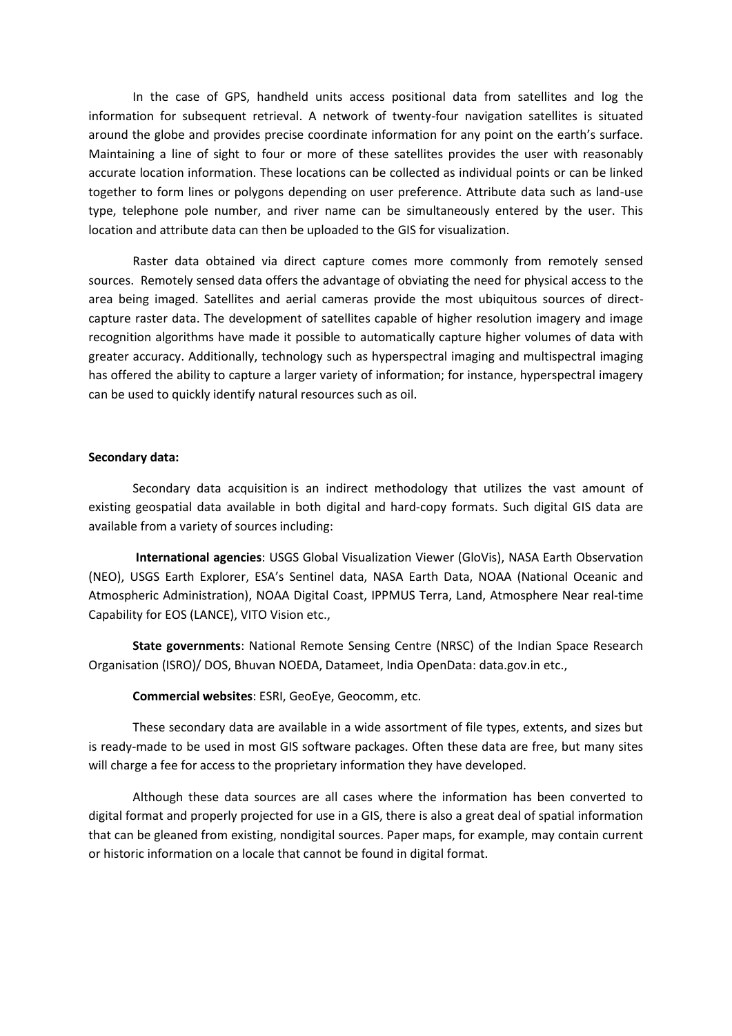In the case of GPS, handheld units access positional data from satellites and log the information for subsequent retrieval. A network of twenty-four navigation satellites is situated around the globe and provides precise coordinate information for any point on the earth's surface. Maintaining a line of sight to four or more of these satellites provides the user with reasonably accurate location information. These locations can be collected as individual points or can be linked together to form lines or polygons depending on user preference. Attribute data such as land-use type, telephone pole number, and river name can be simultaneously entered by the user. This location and attribute data can then be uploaded to the GIS for visualization.

Raster data obtained via direct capture comes more commonly from remotely sensed sources. Remotely sensed data offers the advantage of obviating the need for physical access to the area being imaged. Satellites and aerial cameras provide the most ubiquitous sources of direct-capture raster data. The development of satellites capable of higher resolution imagery and image recognition algorithms have made it possible to automatically capture higher volumes of data with greater accuracy. Additionally, technology such as hyperspectral imaging and multispectral imaging has offered the ability to capture a larger variety of information; for instance, hyperspectral imagery can be used to quickly identify natural resources such as oil.

**Secondary data:**

Secondary data acquisition is an indirect methodology that utilizes the vast amount of existing geospatial data available in both digital and hard-copy formats. Such digital GIS data are available from a variety of sources including:

**International agencies**: USGS Global Visualization Viewer (GloVis), NASA Earth Observation (NEO), USGS Earth Explorer, ESA's Sentinel data, NASA Earth Data, NOAA (National Oceanic and Atmospheric Administration), NOAA Digital Coast, IPPMUS Terra, Land, Atmosphere Near real-time Capability for EOS (LANCE), VITO Vision etc.,

**State governments**: National Remote Sensing Centre (NRSC) of the Indian Space Research Organisation (ISRO)/ DOS, Bhuvan NOEDA, Datameet, India OpenData: data.gov.in etc.,

**Commercial websites**: ESRI, GeoEye, Geocomm, etc.

These secondary data are available in a wide assortment of file types, extents, and sizes but is ready-made to be used in most GIS software packages. Often these data are free, but many sites will charge a fee for access to the proprietary information they have developed.

Although these data sources are all cases where the information has been converted to digital format and properly projected for use in a GIS, there is also a great deal of spatial information that can be gleaned from existing, nondigital sources. Paper maps, for example, may contain current or historic information on a locale that cannot be found in digital format.